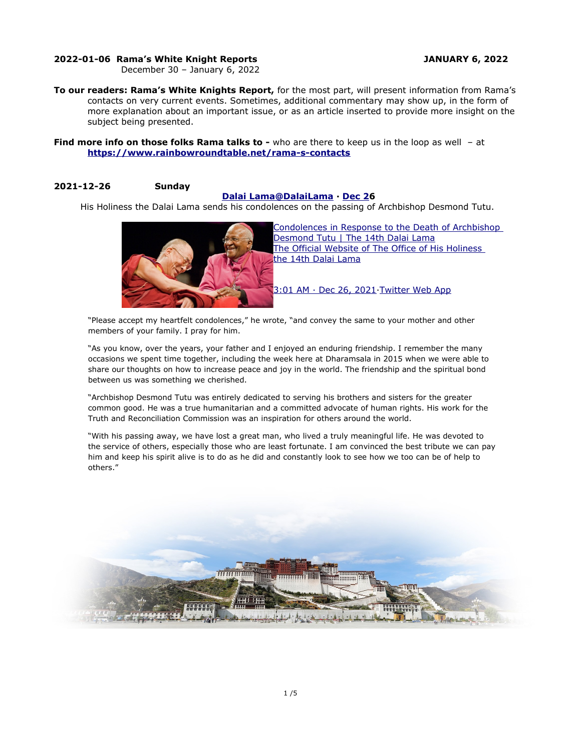**2022-01-06 Rama's White Knight Reports** **JANUARY 6, 2022**
December 30 – January 6, 2022

**To our readers: Rama's White Knights Report,** for the most part, will present information from Rama's contacts on very current events. Sometimes, additional commentary may show up, in the form of more explanation about an important issue, or as an article inserted to provide more insight on the subject being presented.

**Find more info on those folks Rama talks to -** who are there to keep us in the loop as well – at **https://www.rainbowroundtable.net/rama-s-contacts**

**2021-12-26 Sunday**

**Dalai Lama@DalaiLama · Dec 26**

His Holiness the Dalai Lama sends his condolences on the passing of Archbishop Desmond Tutu.

Condolences in Response to the Death of Archbishop Desmond Tutu | The 14th Dalai Lama
The Official Website of The Office of His Holiness the 14th Dalai Lama

3:01 AM · Dec 26, 2021·Twitter Web App

"Please accept my heartfelt condolences," he wrote, "and convey the same to your mother and other members of your family. I pray for him.

"As you know, over the years, your father and I enjoyed an enduring friendship. I remember the many occasions we spent time together, including the week here at Dharamsala in 2015 when we were able to share our thoughts on how to increase peace and joy in the world. The friendship and the spiritual bond between us was something we cherished.

"Archbishop Desmond Tutu was entirely dedicated to serving his brothers and sisters for the greater common good. He was a true humanitarian and a committed advocate of human rights. His work for the Truth and Reconciliation Commission was an inspiration for others around the world.

"With his passing away, we have lost a great man, who lived a truly meaningful life. He was devoted to the service of others, especially those who are least fortunate. I am convinced the best tribute we can pay him and keep his spirit alive is to do as he did and constantly look to see how we too can be of help to others."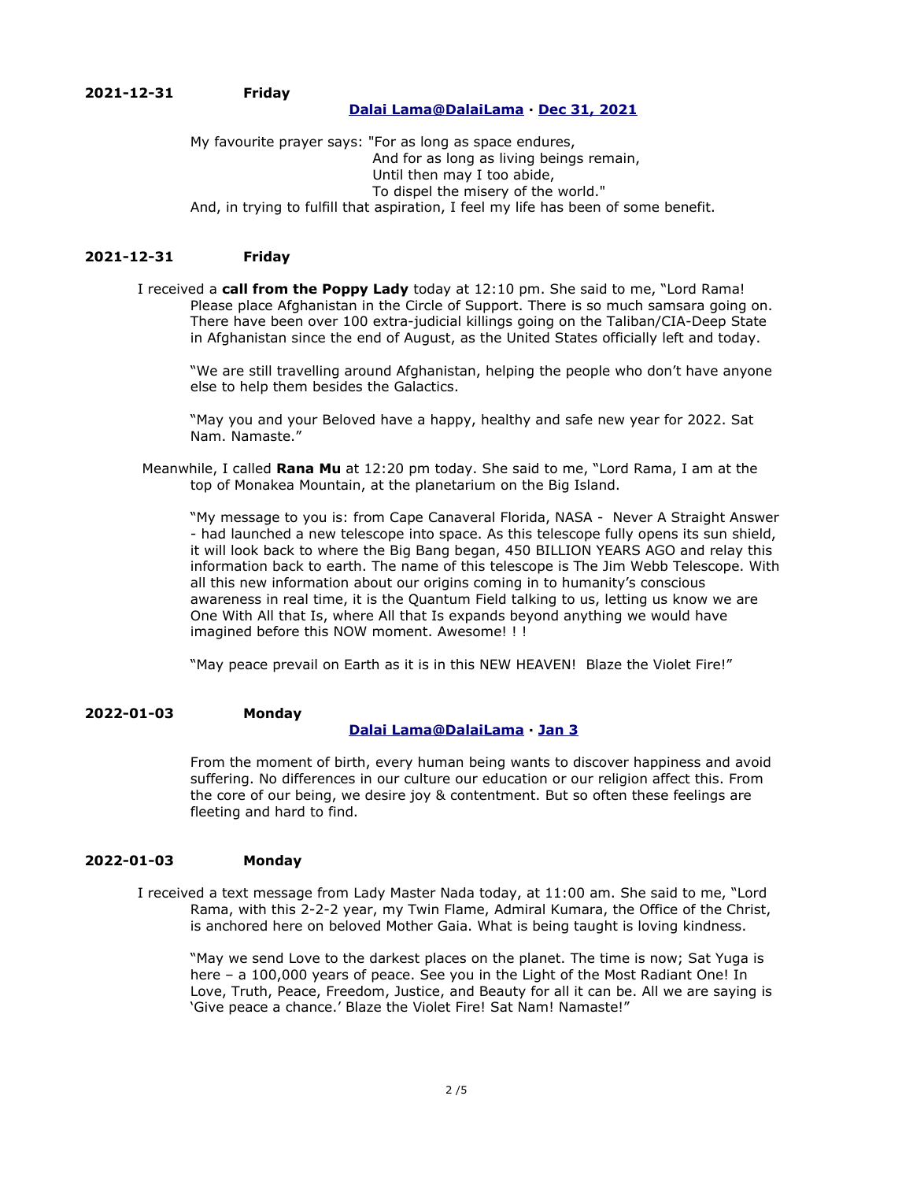**2021-12-31 Friday**

**[Dalai Lama@DalaiLama](#) · [Dec 31, 2021](#)**

My favourite prayer says: "For as long as space endures,
And for as long as living beings remain,
Until then may I too abide,
To dispel the misery of the world."
And, in trying to fulfill that aspiration, I feel my life has been of some benefit.

**2021-12-31 Friday**

I received a **call from the Poppy Lady** today at 12:10 pm. She said to me, "Lord Rama! Please place Afghanistan in the Circle of Support. There is so much samsara going on. There have been over 100 extra-judicial killings going on the Taliban/CIA-Deep State in Afghanistan since the end of August, as the United States officially left and today.

"We are still travelling around Afghanistan, helping the people who don't have anyone else to help them besides the Galactics.

"May you and your Beloved have a happy, healthy and safe new year for 2022. Sat Nam. Namaste."

Meanwhile, I called **Rana Mu** at 12:20 pm today. She said to me, "Lord Rama, I am at the top of Monakea Mountain, at the planetarium on the Big Island.

"My message to you is: from Cape Canaveral Florida, NASA - Never A Straight Answer - had launched a new telescope into space. As this telescope fully opens its sun shield, it will look back to where the Big Bang began, 450 BILLION YEARS AGO and relay this information back to earth. The name of this telescope is The Jim Webb Telescope. With all this new information about our origins coming in to humanity's conscious awareness in real time, it is the Quantum Field talking to us, letting us know we are One With All that Is, where All that Is expands beyond anything we would have imagined before this NOW moment. Awesome! ! !

"May peace prevail on Earth as it is in this NEW HEAVEN! Blaze the Violet Fire!"

**2022-01-03 Monday**

**[Dalai Lama@DalaiLama](#) · [Jan 3](#)**

From the moment of birth, every human being wants to discover happiness and avoid suffering. No differences in our culture our education or our religion affect this. From the core of our being, we desire joy & contentment. But so often these feelings are fleeting and hard to find.

**2022-01-03 Monday**

I received a text message from Lady Master Nada today, at 11:00 am. She said to me, "Lord Rama, with this 2-2-2 year, my Twin Flame, Admiral Kumara, the Office of the Christ, is anchored here on beloved Mother Gaia. What is being taught is loving kindness.

"May we send Love to the darkest places on the planet. The time is now; Sat Yuga is here – a 100,000 years of peace. See you in the Light of the Most Radiant One! In Love, Truth, Peace, Freedom, Justice, and Beauty for all it can be. All we are saying is 'Give peace a chance.' Blaze the Violet Fire! Sat Nam! Namaste!"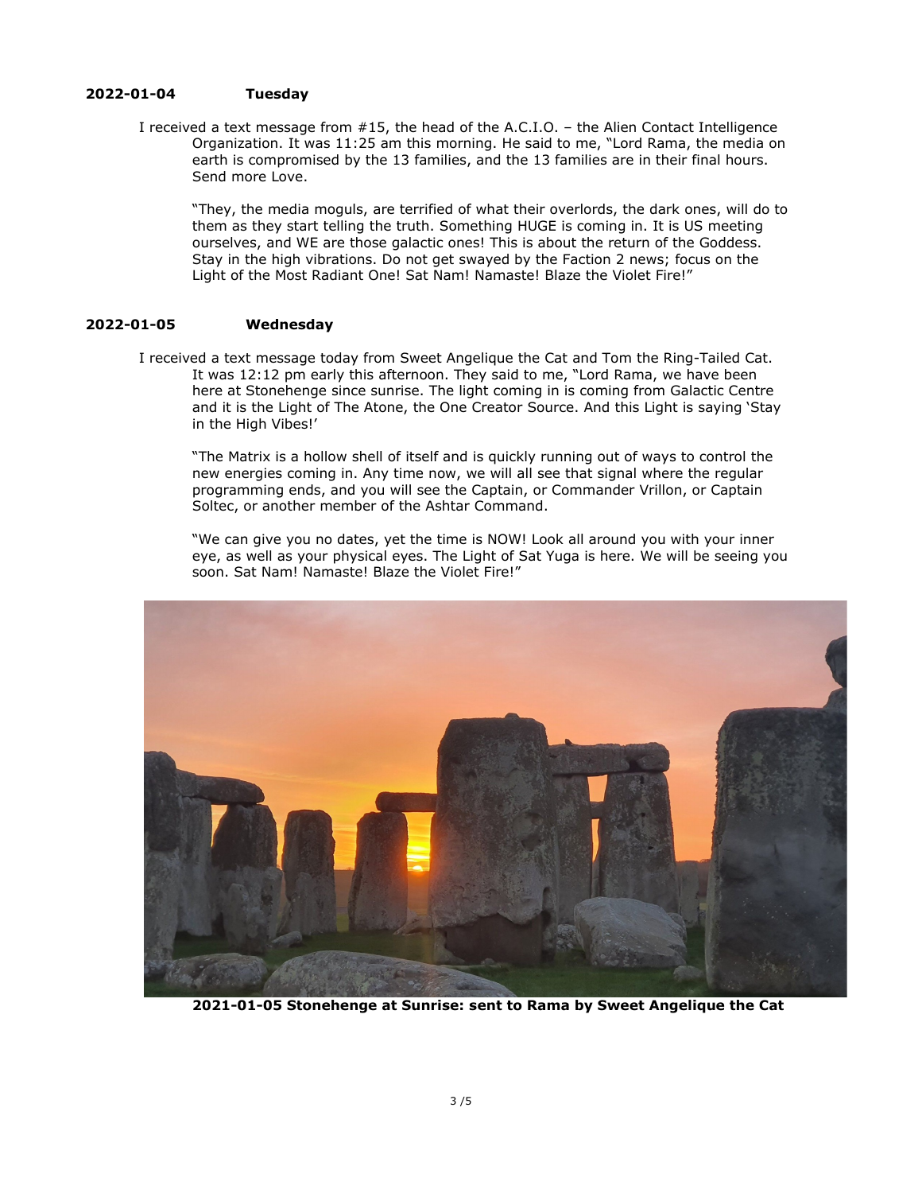**2022-01-04 Tuesday**

I received a text message from #15, the head of the A.C.I.O. – the Alien Contact Intelligence Organization. It was 11:25 am this morning. He said to me, "Lord Rama, the media on earth is compromised by the 13 families, and the 13 families are in their final hours. Send more Love.

"They, the media moguls, are terrified of what their overlords, the dark ones, will do to them as they start telling the truth. Something HUGE is coming in. It is US meeting ourselves, and WE are those galactic ones! This is about the return of the Goddess. Stay in the high vibrations. Do not get swayed by the Faction 2 news; focus on the Light of the Most Radiant One! Sat Nam! Namaste! Blaze the Violet Fire!"

**2022-01-05 Wednesday**

I received a text message today from Sweet Angelique the Cat and Tom the Ring-Tailed Cat. It was 12:12 pm early this afternoon. They said to me, "Lord Rama, we have been here at Stonehenge since sunrise. The light coming in is coming from Galactic Centre and it is the Light of The Atone, the One Creator Source. And this Light is saying 'Stay in the High Vibes!'

"The Matrix is a hollow shell of itself and is quickly running out of ways to control the new energies coming in. Any time now, we will all see that signal where the regular programming ends, and you will see the Captain, or Commander Vrillon, or Captain Soltec, or another member of the Ashtar Command.

"We can give you no dates, yet the time is NOW! Look all around you with your inner eye, as well as your physical eyes. The Light of Sat Yuga is here. We will be seeing you soon. Sat Nam! Namaste! Blaze the Violet Fire!"

**2021-01-05 Stonehenge at Sunrise: sent to Rama by Sweet Angelique the Cat**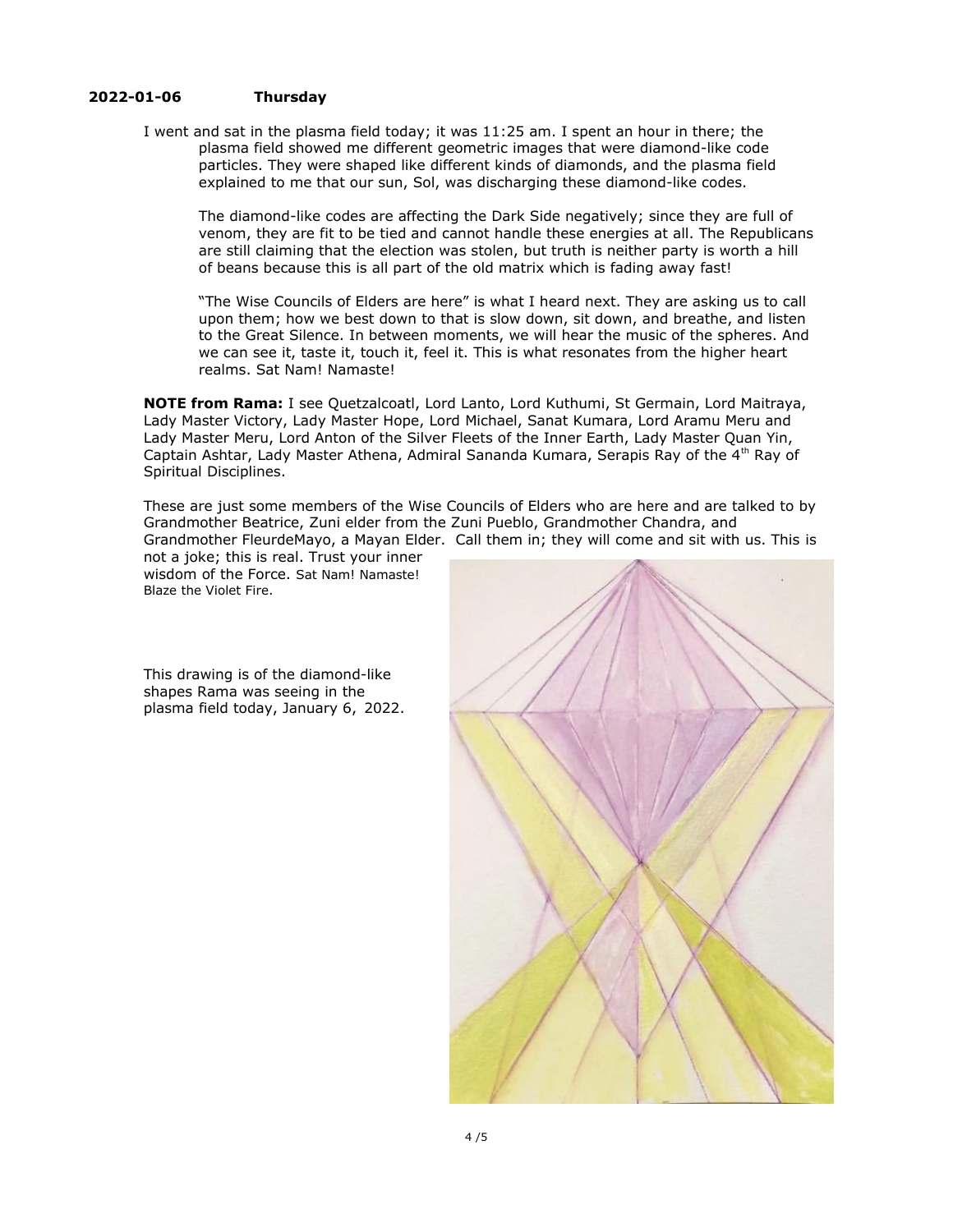**2022-01-06 Thursday**

I went and sat in the plasma field today; it was 11:25 am. I spent an hour in there; the plasma field showed me different geometric images that were diamond-like code particles. They were shaped like different kinds of diamonds, and the plasma field explained to me that our sun, Sol, was discharging these diamond-like codes.

The diamond-like codes are affecting the Dark Side negatively; since they are full of venom, they are fit to be tied and cannot handle these energies at all. The Republicans are still claiming that the election was stolen, but truth is neither party is worth a hill of beans because this is all part of the old matrix which is fading away fast!

"The Wise Councils of Elders are here" is what I heard next. They are asking us to call upon them; how we best down to that is slow down, sit down, and breathe, and listen to the Great Silence. In between moments, we will hear the music of the spheres. And we can see it, taste it, touch it, feel it. This is what resonates from the higher heart realms. Sat Nam! Namaste!

**NOTE from Rama:** I see Quetzalcoatl, Lord Lanto, Lord Kuthumi, St Germain, Lord Maitraya, Lady Master Victory, Lady Master Hope, Lord Michael, Sanat Kumara, Lord Aramu Meru and Lady Master Meru, Lord Anton of the Silver Fleets of the Inner Earth, Lady Master Quan Yin, Captain Ashtar, Lady Master Athena, Admiral Sananda Kumara, Serapis Ray of the 4th Ray of Spiritual Disciplines.

These are just some members of the Wise Councils of Elders who are here and are talked to by Grandmother Beatrice, Zuni elder from the Zuni Pueblo, Grandmother Chandra, and Grandmother FleurdeMayo, a Mayan Elder. Call them in; they will come and sit with us. This is not a joke; this is real. Trust your inner wisdom of the Force. Sat Nam! Namaste! Blaze the Violet Fire.

This drawing is of the diamond-like shapes Rama was seeing in the plasma field today, January 6, 2022.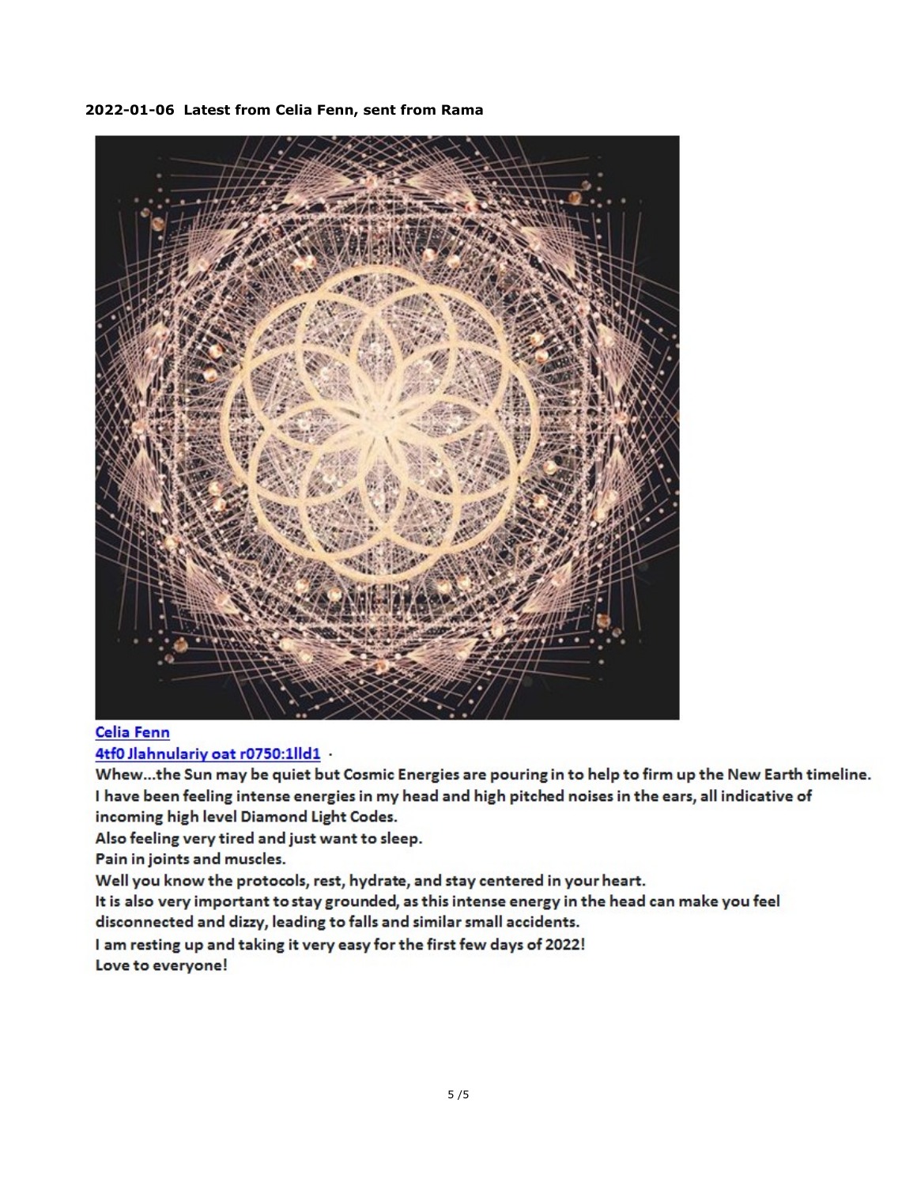**2022-01-06 Latest from Celia Fenn, sent from Rama**

Celia Fenn

4tf0 Jlahnulariy oat r0750:1lld1 ·

Whew...the Sun may be quiet but Cosmic Energies are pouring in to help to firm up the New Earth timeline. I have been feeling intense energies in my head and high pitched noises in the ears, all indicative of incoming high level Diamond Light Codes.

Also feeling very tired and just want to sleep.

Pain in joints and muscles.

Well you know the protocols, rest, hydrate, and stay centered in your heart.

It is also very important to stay grounded, as this intense energy in the head can make you feel disconnected and dizzy, leading to falls and similar small accidents.

I am resting up and taking it very easy for the first few days of 2022!

Love to everyone!